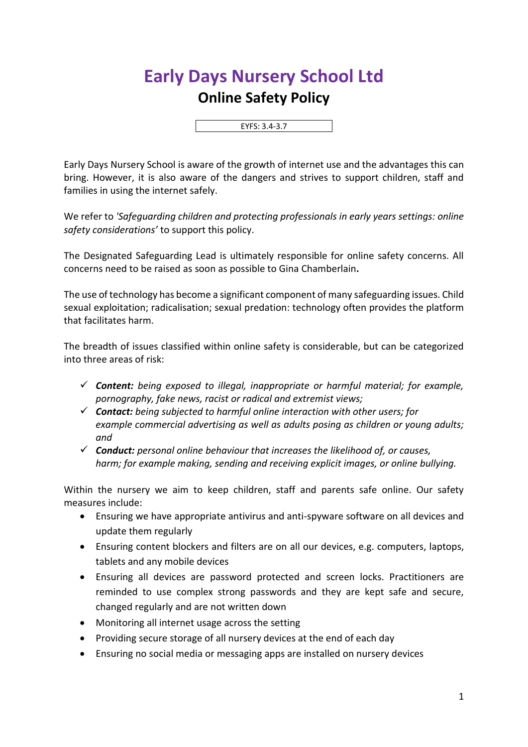# Early Days Nursery School Ltd

## Online Safety Policy

EYFS: 3.4-3.7

Early Days Nursery School is aware of the growth of internet use and the advantages this can bring. However, it is also aware of the dangers and strives to support children, staff and families in using the internet safely.

We refer to *'Safeguarding children and protecting professionals in early years settings: online safety considerations'* to support this policy.

The Designated Safeguarding Lead is ultimately responsible for online safety concerns. All concerns need to be raised as soon as possible to Gina Chamberlain**.**

The use of technology has become a significant component of many safeguarding issues. Child sexual exploitation; radicalisation; sexual predation: technology often provides the platform that facilitates harm.

The breadth of issues classified within online safety is considerable, but can be categorized into three areas of risk:

- ✓ ***Content:*** *being exposed to illegal, inappropriate or harmful material; for example, pornography, fake news, racist or radical and extremist views;*
- ✓ ***Contact:*** *being subjected to harmful online interaction with other users; for example commercial advertising as well as adults posing as children or young adults; and*
- ✓ ***Conduct:*** *personal online behaviour that increases the likelihood of, or causes, harm; for example making, sending and receiving explicit images, or online bullying.*

Within the nursery we aim to keep children, staff and parents safe online. Our safety measures include:

- Ensuring we have appropriate antivirus and anti-spyware software on all devices and update them regularly
- Ensuring content blockers and filters are on all our devices, e.g. computers, laptops, tablets and any mobile devices
- Ensuring all devices are password protected and screen locks. Practitioners are reminded to use complex strong passwords and they are kept safe and secure, changed regularly and are not written down
- Monitoring all internet usage across the setting
- Providing secure storage of all nursery devices at the end of each day
- Ensuring no social media or messaging apps are installed on nursery devices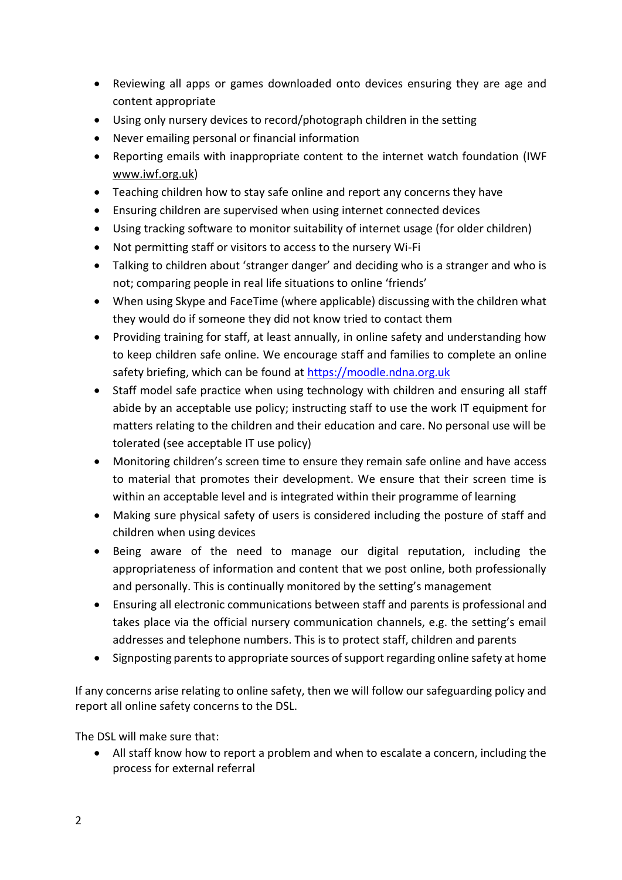- Reviewing all apps or games downloaded onto devices ensuring they are age and content appropriate
- Using only nursery devices to record/photograph children in the setting
- Never emailing personal or financial information
- Reporting emails with inappropriate content to the internet watch foundation (IWF www.iwf.org.uk)
- Teaching children how to stay safe online and report any concerns they have
- Ensuring children are supervised when using internet connected devices
- Using tracking software to monitor suitability of internet usage (for older children)
- Not permitting staff or visitors to access to the nursery Wi-Fi
- Talking to children about 'stranger danger' and deciding who is a stranger and who is not; comparing people in real life situations to online 'friends'
- When using Skype and FaceTime (where applicable) discussing with the children what they would do if someone they did not know tried to contact them
- Providing training for staff, at least annually, in online safety and understanding how to keep children safe online. We encourage staff and families to complete an online safety briefing, which can be found at https://moodle.ndna.org.uk
- Staff model safe practice when using technology with children and ensuring all staff abide by an acceptable use policy; instructing staff to use the work IT equipment for matters relating to the children and their education and care. No personal use will be tolerated (see acceptable IT use policy)
- Monitoring children's screen time to ensure they remain safe online and have access to material that promotes their development. We ensure that their screen time is within an acceptable level and is integrated within their programme of learning
- Making sure physical safety of users is considered including the posture of staff and children when using devices
- Being aware of the need to manage our digital reputation, including the appropriateness of information and content that we post online, both professionally and personally. This is continually monitored by the setting's management
- Ensuring all electronic communications between staff and parents is professional and takes place via the official nursery communication channels, e.g. the setting's email addresses and telephone numbers. This is to protect staff, children and parents
- Signposting parents to appropriate sources of support regarding online safety at home

If any concerns arise relating to online safety, then we will follow our safeguarding policy and report all online safety concerns to the DSL.

The DSL will make sure that:

- All staff know how to report a problem and when to escalate a concern, including the process for external referral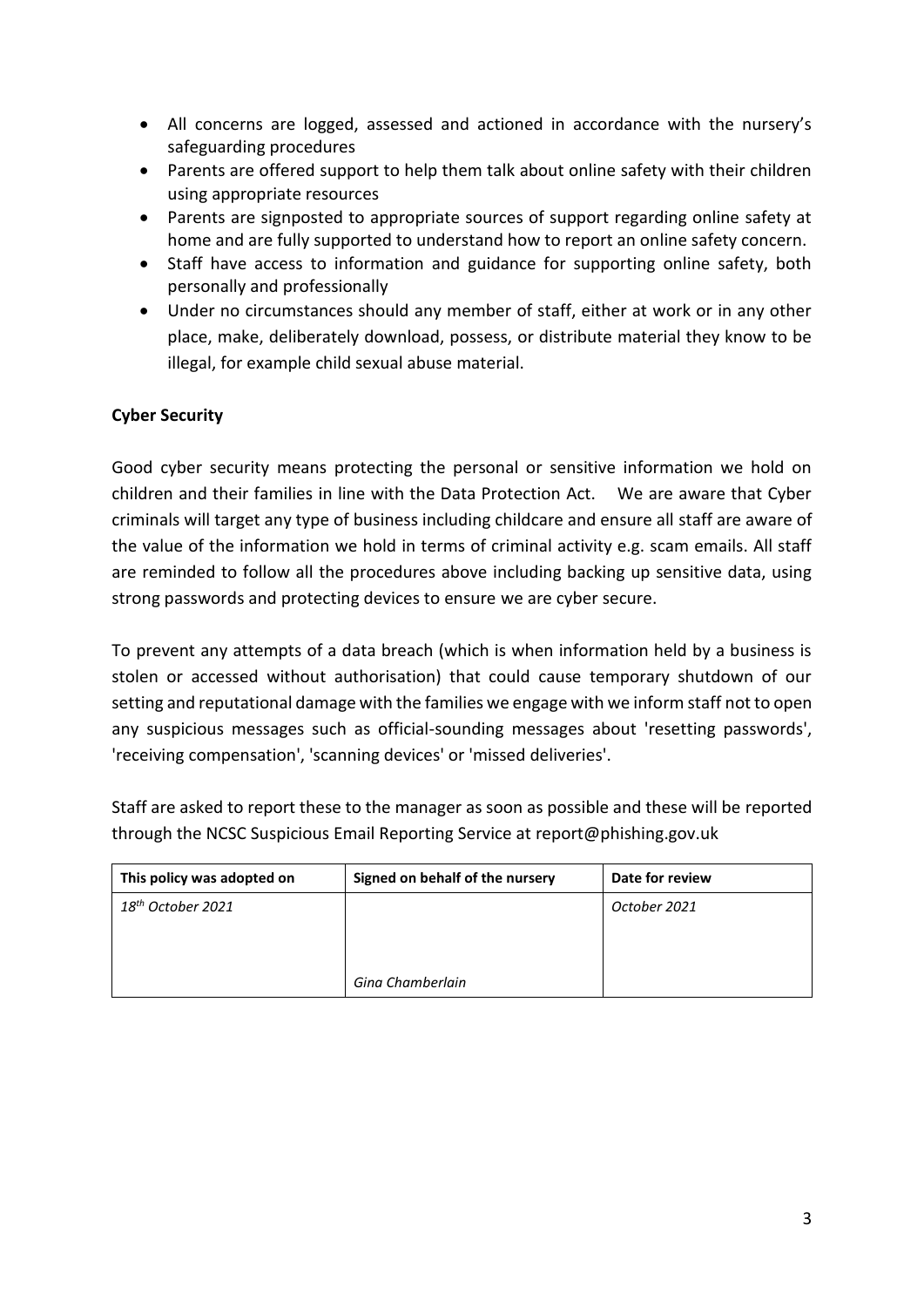- All concerns are logged, assessed and actioned in accordance with the nursery's safeguarding procedures
- Parents are offered support to help them talk about online safety with their children using appropriate resources
- Parents are signposted to appropriate sources of support regarding online safety at home and are fully supported to understand how to report an online safety concern.
- Staff have access to information and guidance for supporting online safety, both personally and professionally
- Under no circumstances should any member of staff, either at work or in any other place, make, deliberately download, possess, or distribute material they know to be illegal, for example child sexual abuse material.

**Cyber Security**

Good cyber security means protecting the personal or sensitive information we hold on children and their families in line with the Data Protection Act. We are aware that Cyber criminals will target any type of business including childcare and ensure all staff are aware of the value of the information we hold in terms of criminal activity e.g. scam emails. All staff are reminded to follow all the procedures above including backing up sensitive data, using strong passwords and protecting devices to ensure we are cyber secure.

To prevent any attempts of a data breach (which is when information held by a business is stolen or accessed without authorisation) that could cause temporary shutdown of our setting and reputational damage with the families we engage with we inform staff not to open any suspicious messages such as official-sounding messages about 'resetting passwords', 'receiving compensation', 'scanning devices' or 'missed deliveries'.

Staff are asked to report these to the manager as soon as possible and these will be reported through the NCSC Suspicious Email Reporting Service at report@phishing.gov.uk

| This policy was adopted on | Signed on behalf of the nursery | Date for review |
|---|---|---|
| *18th October 2021* | *Gina Chamberlain* | *October 2021* |